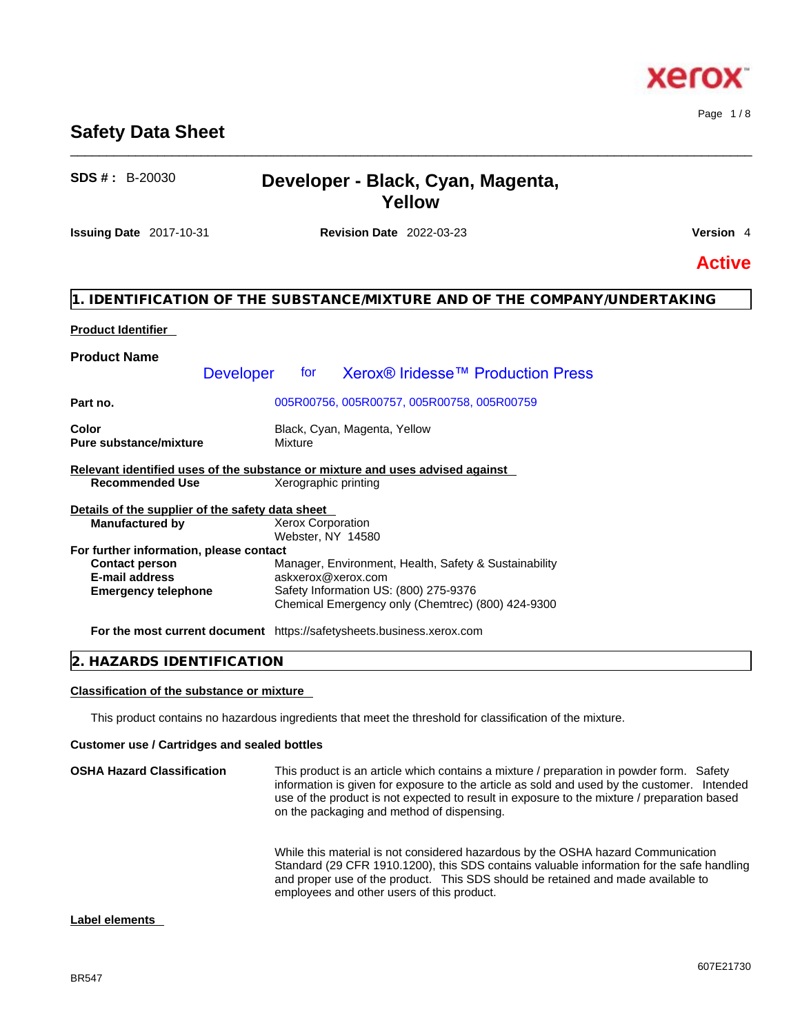# Safety Data Sheet

**SDS # :** B-20030

## Developer - Black, Cyan, Magenta, Yellow

**Issuing Date** 2017-10-31 **Revision Date** 2022-03-23 **Version** 4

**Active**

## 1. IDENTIFICATION OF THE SUBSTANCE/MIXTURE AND OF THE COMPANY/UNDERTAKING

**Product Identifier**

**Product Name** Developer for Xerox® Iridesse™ Production Press

**Part no.** 005R00756, 005R00757, 005R00758, 005R00759

**Color** Black, Cyan, Magenta, Yellow
**Pure substance/mixture** Mixture

**Relevant identified uses of the substance or mixture and uses advised against**
**Recommended Use** Xerographic printing

**Details of the supplier of the safety data sheet**
**Manufactured by** Xerox Corporation
Webster, NY 14580

**For further information, please contact**
**Contact person** Manager, Environment, Health, Safety & Sustainability
**E-mail address** askxerox@xerox.com
**Emergency telephone** Safety Information US: (800) 275-9376
Chemical Emergency only (Chemtrec) (800) 424-9300

**For the most current document** https://safetysheets.business.xerox.com

## 2. HAZARDS IDENTIFICATION

**Classification of the substance or mixture**

This product contains no hazardous ingredients that meet the threshold for classification of the mixture.

**Customer use / Cartridges and sealed bottles**

**OSHA Hazard Classification** This product is an article which contains a mixture / preparation in powder form. Safety information is given for exposure to the article as sold and used by the customer. Intended use of the product is not expected to result in exposure to the mixture / preparation based on the packaging and method of dispensing.

While this material is not considered hazardous by the OSHA hazard Communication Standard (29 CFR 1910.1200), this SDS contains valuable information for the safe handling and proper use of the product. This SDS should be retained and made available to employees and other users of this product.

**Label elements**

607E21730

BR547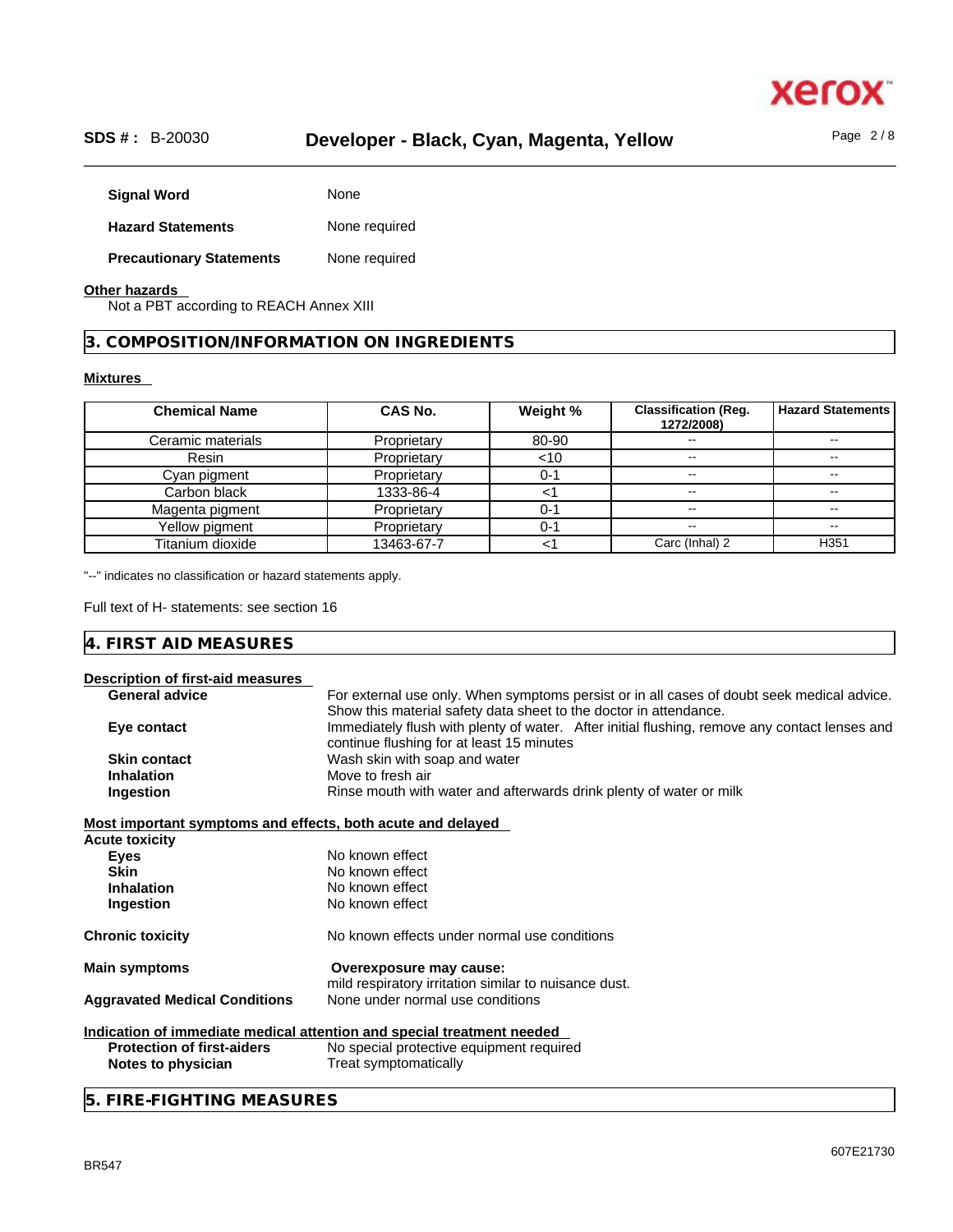| | |
|---|---|
| **Signal Word** | None |
| **Hazard Statements** | None required |
| **Precautionary Statements** | None required |

**Other hazards**

Not a PBT according to REACH Annex XIII

## 3. COMPOSITION/INFORMATION ON INGREDIENTS

**Mixtures**

| Chemical Name | CAS No. | Weight % | Classification (Reg. 1272/2008) | Hazard Statements |
|---|---|---|---|---|
| Ceramic materials | Proprietary | 80-90 | -- | -- |
| Resin | Proprietary | <10 | -- | -- |
| Cyan pigment | Proprietary | 0-1 | -- | -- |
| Carbon black | 1333-86-4 | <1 | -- | -- |
| Magenta pigment | Proprietary | 0-1 | -- | -- |
| Yellow pigment | Proprietary | 0-1 | -- | -- |
| Titanium dioxide | 13463-67-7 | <1 | Carc (Inhal) 2 | H351 |

"--" indicates no classification or hazard statements apply.

Full text of H- statements: see section 16

## 4. FIRST AID MEASURES

**Description of first-aid measures**

| | |
|---|---|
| **General advice** | For external use only. When symptoms persist or in all cases of doubt seek medical advice. Show this material safety data sheet to the doctor in attendance. |
| **Eye contact** | Immediately flush with plenty of water. After initial flushing, remove any contact lenses and continue flushing for at least 15 minutes |
| **Skin contact** | Wash skin with soap and water |
| **Inhalation** | Move to fresh air |
| **Ingestion** | Rinse mouth with water and afterwards drink plenty of water or milk |

**Most important symptoms and effects, both acute and delayed**

**Acute toxicity**

| | |
|---|---|
| **Eyes** | No known effect |
| **Skin** | No known effect |
| **Inhalation** | No known effect |
| **Ingestion** | No known effect |

| | |
|---|---|
| **Chronic toxicity** | No known effects under normal use conditions |
| **Main symptoms** | **Overexposure may cause:** mild respiratory irritation similar to nuisance dust. |
| **Aggravated Medical Conditions** | None under normal use conditions |

**Indication of immediate medical attention and special treatment needed**

| | |
|---|---|
| **Protection of first-aiders** | No special protective equipment required |
| **Notes to physician** | Treat symptomatically |

## 5. FIRE-FIGHTING MEASURES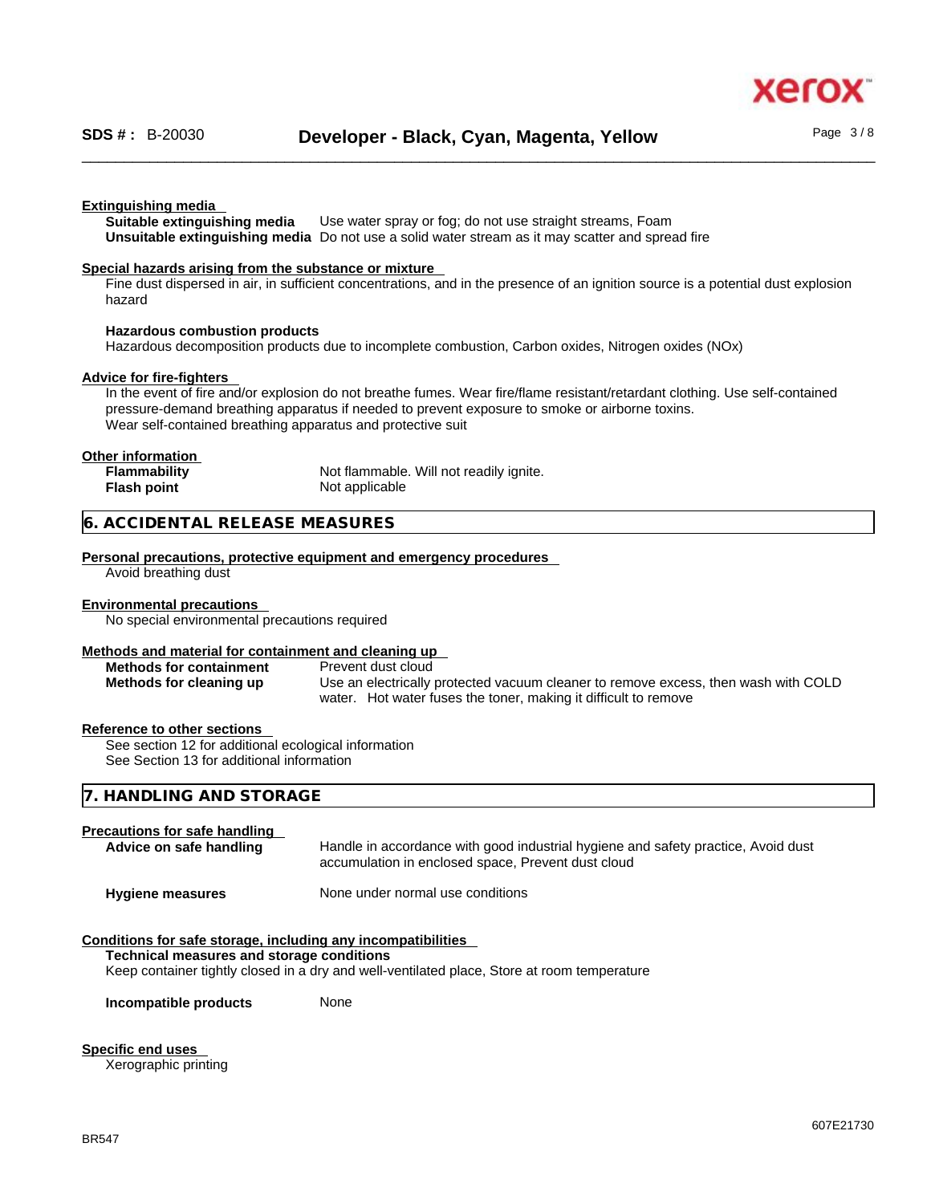**Extinguishing media**

**Suitable extinguishing media** Use water spray or fog; do not use straight streams, Foam

**Unsuitable extinguishing media** Do not use a solid water stream as it may scatter and spread fire

**Special hazards arising from the substance or mixture**

Fine dust dispersed in air, in sufficient concentrations, and in the presence of an ignition source is a potential dust explosion hazard

**Hazardous combustion products**

Hazardous decomposition products due to incomplete combustion, Carbon oxides, Nitrogen oxides (NOx)

**Advice for fire-fighters**

In the event of fire and/or explosion do not breathe fumes. Wear fire/flame resistant/retardant clothing. Use self-contained pressure-demand breathing apparatus if needed to prevent exposure to smoke or airborne toxins.
Wear self-contained breathing apparatus and protective suit

**Other information**

**Flammability** Not flammable. Will not readily ignite.

**Flash point** Not applicable

## 6. ACCIDENTAL RELEASE MEASURES

**Personal precautions, protective equipment and emergency procedures**

Avoid breathing dust

**Environmental precautions**

No special environmental precautions required

**Methods and material for containment and cleaning up**

**Methods for containment** Prevent dust cloud

**Methods for cleaning up** Use an electrically protected vacuum cleaner to remove excess, then wash with COLD water. Hot water fuses the toner, making it difficult to remove

**Reference to other sections**

See section 12 for additional ecological information
See Section 13 for additional information

## 7. HANDLING AND STORAGE

**Precautions for safe handling**

**Advice on safe handling** Handle in accordance with good industrial hygiene and safety practice, Avoid dust accumulation in enclosed space, Prevent dust cloud

**Hygiene measures** None under normal use conditions

**Conditions for safe storage, including any incompatibilities**

**Technical measures and storage conditions**

Keep container tightly closed in a dry and well-ventilated place, Store at room temperature

**Incompatible products** None

**Specific end uses**

Xerographic printing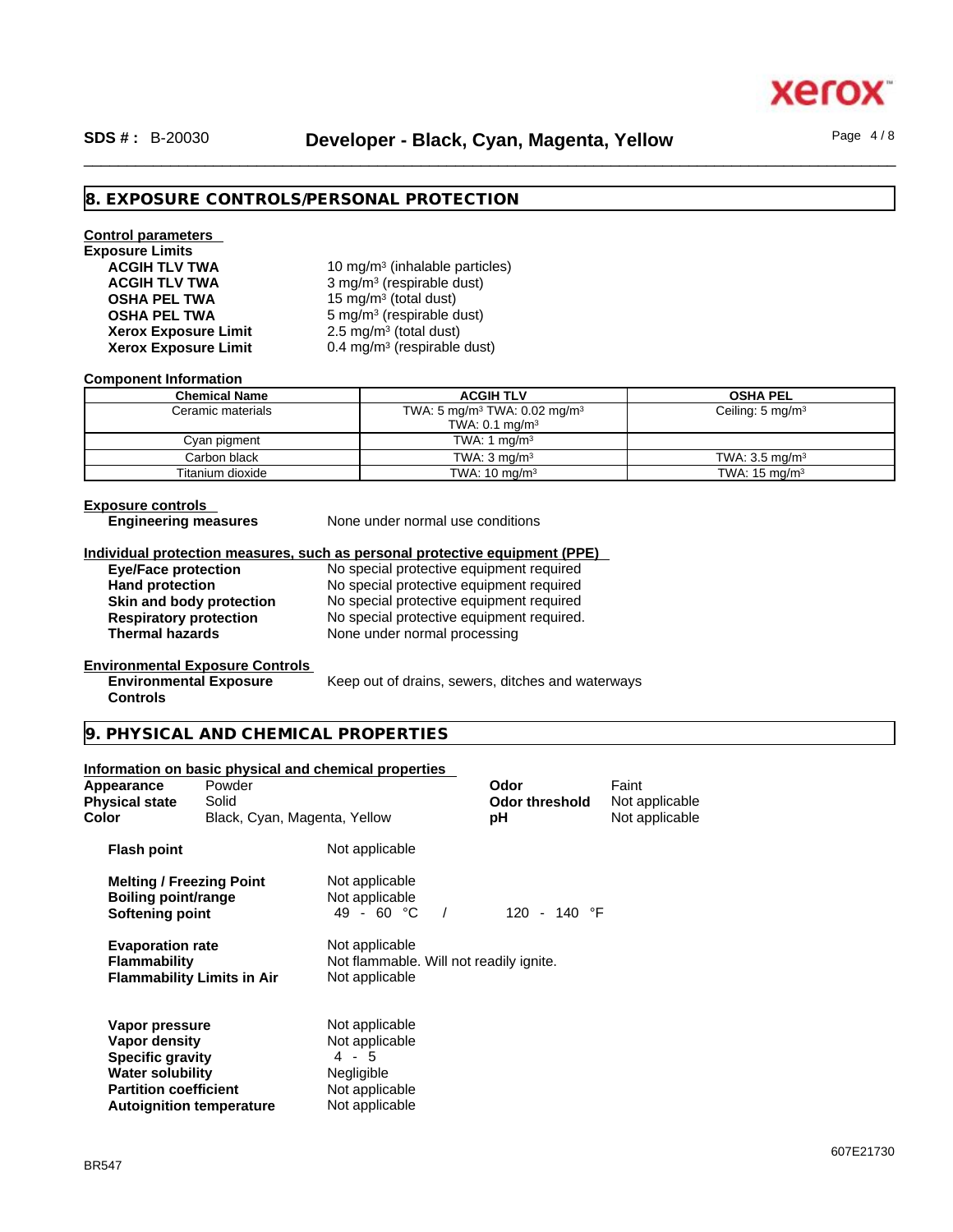## 8. EXPOSURE CONTROLS/PERSONAL PROTECTION

**Control parameters**

**Exposure Limits**

| | |
|---|---|
| **ACGIH TLV TWA** | 10 mg/m³ (inhalable particles) |
| **ACGIH TLV TWA** | 3 mg/m³ (respirable dust) |
| **OSHA PEL TWA** | 15 mg/m³ (total dust) |
| **OSHA PEL TWA** | 5 mg/m³ (respirable dust) |
| **Xerox Exposure Limit** | 2.5 mg/m³ (total dust) |
| **Xerox Exposure Limit** | 0.4 mg/m³ (respirable dust) |

**Component Information**

| Chemical Name | ACGIH TLV | OSHA PEL |
|---|---|---|
| Ceramic materials | TWA: 5 mg/m³ TWA: 0.02 mg/m³ TWA: 0.1 mg/m³ | Ceiling: 5 mg/m³ |
| Cyan pigment | TWA: 1 mg/m³ | |
| Carbon black | TWA: 3 mg/m³ | TWA: 3.5 mg/m³ |
| Titanium dioxide | TWA: 10 mg/m³ | TWA: 15 mg/m³ |

**Exposure controls**

**Engineering measures** None under normal use conditions

**Individual protection measures, such as personal protective equipment (PPE)**

| | |
|---|---|
| **Eye/Face protection** | No special protective equipment required |
| **Hand protection** | No special protective equipment required |
| **Skin and body protection** | No special protective equipment required |
| **Respiratory protection** | No special protective equipment required. |
| **Thermal hazards** | None under normal processing |

**Environmental Exposure Controls**

**Environmental Exposure Controls** Keep out of drains, sewers, ditches and waterways

## 9. PHYSICAL AND CHEMICAL PROPERTIES

**Information on basic physical and chemical properties**

| | | | |
|---|---|---|---|
| **Appearance** | Powder | **Odor** | Faint |
| **Physical state** | Solid | **Odor threshold** | Not applicable |
| **Color** | Black, Cyan, Magenta, Yellow | **pH** | Not applicable |

| | |
|---|---|
| **Flash point** | Not applicable |
| **Melting / Freezing Point** | Not applicable |
| **Boiling point/range** | Not applicable |
| **Softening point** | 49 - 60 °C / 120 - 140 °F |
| **Evaporation rate** | Not applicable |
| **Flammability** | Not flammable. Will not readily ignite. |
| **Flammability Limits in Air** | Not applicable |
| **Vapor pressure** | Not applicable |
| **Vapor density** | Not applicable |
| **Specific gravity** | 4 - 5 |
| **Water solubility** | Negligible |
| **Partition coefficient** | Not applicable |
| **Autoignition temperature** | Not applicable |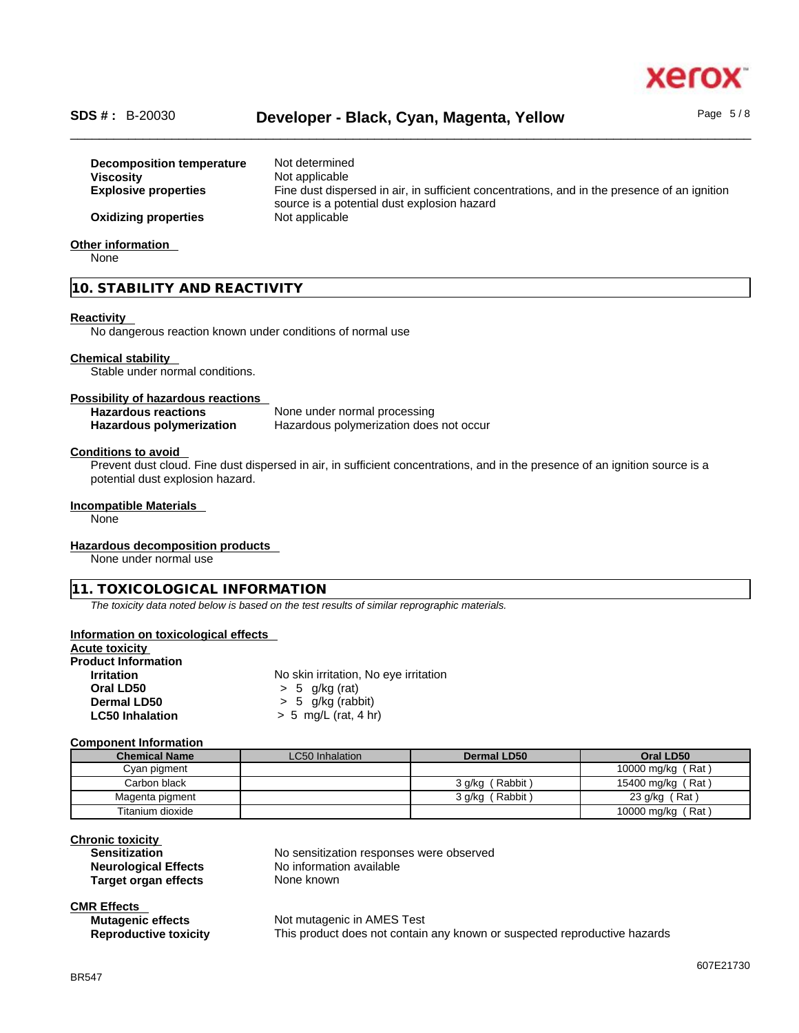**Decomposition temperature** Not determined
**Viscosity** Not applicable
**Explosive properties** Fine dust dispersed in air, in sufficient concentrations, and in the presence of an ignition source is a potential dust explosion hazard
**Oxidizing properties** Not applicable

**Other information**
None

## 10. STABILITY AND REACTIVITY

**Reactivity**
No dangerous reaction known under conditions of normal use

**Chemical stability**
Stable under normal conditions.

**Possibility of hazardous reactions**
**Hazardous reactions** None under normal processing
**Hazardous polymerization** Hazardous polymerization does not occur

**Conditions to avoid**
Prevent dust cloud. Fine dust dispersed in air, in sufficient concentrations, and in the presence of an ignition source is a potential dust explosion hazard.

**Incompatible Materials**
None

**Hazardous decomposition products**
None under normal use

## 11. TOXICOLOGICAL INFORMATION

*The toxicity data noted below is based on the test results of similar reprographic materials.*

**Information on toxicological effects**
**Acute toxicity**
**Product Information**
**Irritation** No skin irritation, No eye irritation
**Oral LD50** > 5 g/kg (rat)
**Dermal LD50** > 5 g/kg (rabbit)
**LC50 Inhalation** > 5 mg/L (rat, 4 hr)

**Component Information**

| Chemical Name | LC50 Inhalation | Dermal LD50 | Oral LD50 |
|---|---|---|---|
| Cyan pigment | | | 10000 mg/kg ( Rat ) |
| Carbon black | | 3 g/kg ( Rabbit ) | 15400 mg/kg ( Rat ) |
| Magenta pigment | | 3 g/kg ( Rabbit ) | 23 g/kg ( Rat ) |
| Titanium dioxide | | | 10000 mg/kg ( Rat ) |

**Chronic toxicity**
**Sensitization** No sensitization responses were observed
**Neurological Effects** No information available
**Target organ effects** None known

**CMR Effects**
**Mutagenic effects** Not mutagenic in AMES Test
**Reproductive toxicity** This product does not contain any known or suspected reproductive hazards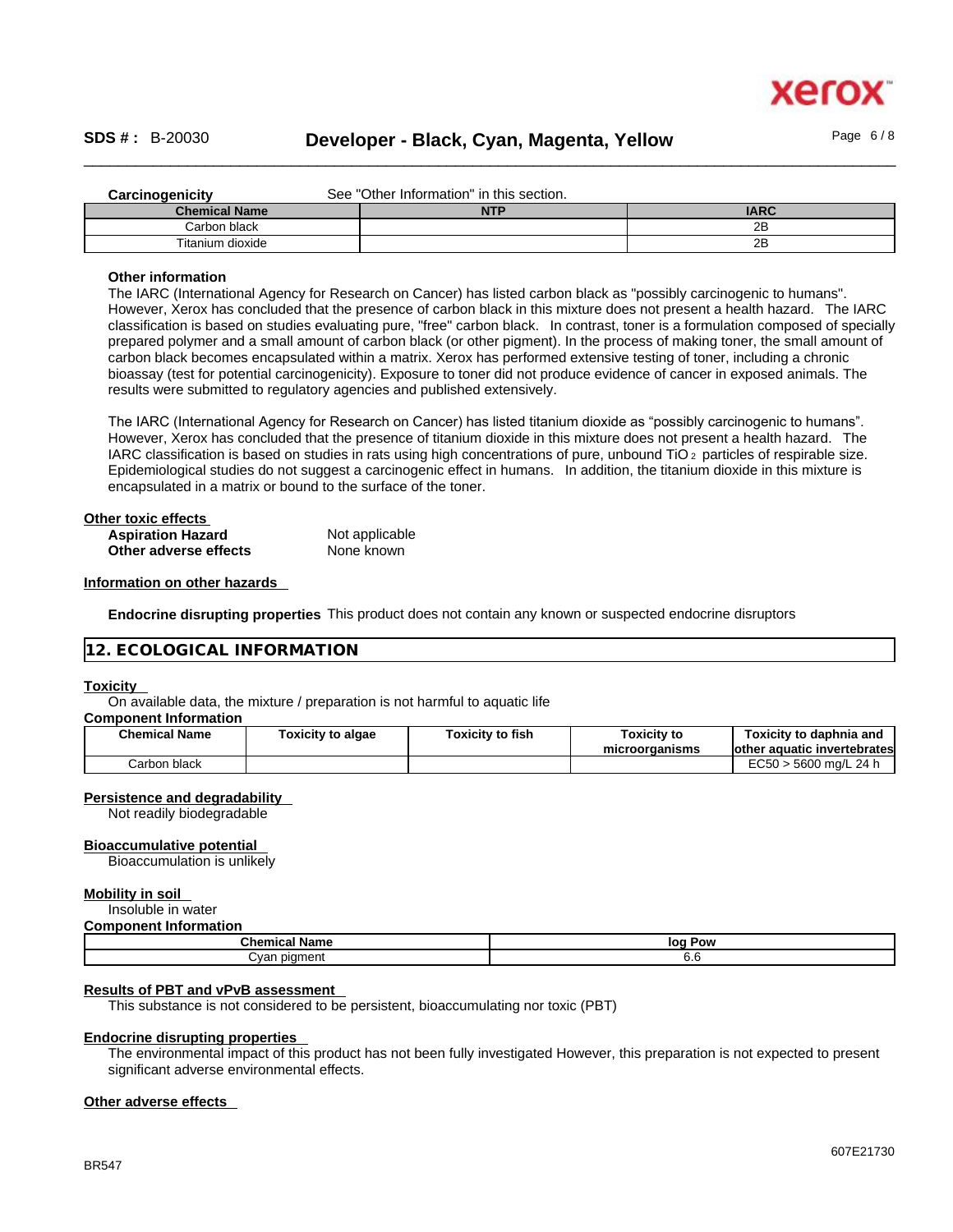**Carcinogenicity** See "Other Information" in this section.

| Chemical Name | NTP | IARC |
|---|---|---|
| Carbon black | | 2B |
| Titanium dioxide | | 2B |

**Other information**

The IARC (International Agency for Research on Cancer) has listed carbon black as "possibly carcinogenic to humans". However, Xerox has concluded that the presence of carbon black in this mixture does not present a health hazard. The IARC classification is based on studies evaluating pure, "free" carbon black. In contrast, toner is a formulation composed of specially prepared polymer and a small amount of carbon black (or other pigment). In the process of making toner, the small amount of carbon black becomes encapsulated within a matrix. Xerox has performed extensive testing of toner, including a chronic bioassay (test for potential carcinogenicity). Exposure to toner did not produce evidence of cancer in exposed animals. The results were submitted to regulatory agencies and published extensively.

The IARC (International Agency for Research on Cancer) has listed titanium dioxide as "possibly carcinogenic to humans". However, Xerox has concluded that the presence of titanium dioxide in this mixture does not present a health hazard. The IARC classification is based on studies in rats using high concentrations of pure, unbound $TiO_2$ particles of respirable size. Epidemiological studies do not suggest a carcinogenic effect in humans. In addition, the titanium dioxide in this mixture is encapsulated in a matrix or bound to the surface of the toner.

**Other toxic effects**

**Aspiration Hazard** Not applicable
**Other adverse effects** None known

**Information on other hazards**

**Endocrine disrupting properties** This product does not contain any known or suspected endocrine disruptors

## 12. ECOLOGICAL INFORMATION

**Toxicity**

On available data, the mixture / preparation is not harmful to aquatic life

**Component Information**

| Chemical Name | Toxicity to algae | Toxicity to fish | Toxicity to microorganisms | Toxicity to daphnia and other aquatic invertebrates |
|---|---|---|---|---|
| Carbon black | | | | EC50 > 5600 mg/L 24 h |

**Persistence and degradability**

Not readily biodegradable

**Bioaccumulative potential**

Bioaccumulation is unlikely

**Mobility in soil**

Insoluble in water

**Component Information**

| Chemical Name | log Pow |
|---|---|
| Cyan pigment | 6.6 |

**Results of PBT and vPvB assessment**

This substance is not considered to be persistent, bioaccumulating nor toxic (PBT)

**Endocrine disrupting properties**

The environmental impact of this product has not been fully investigated However, this preparation is not expected to present significant adverse environmental effects.

**Other adverse effects**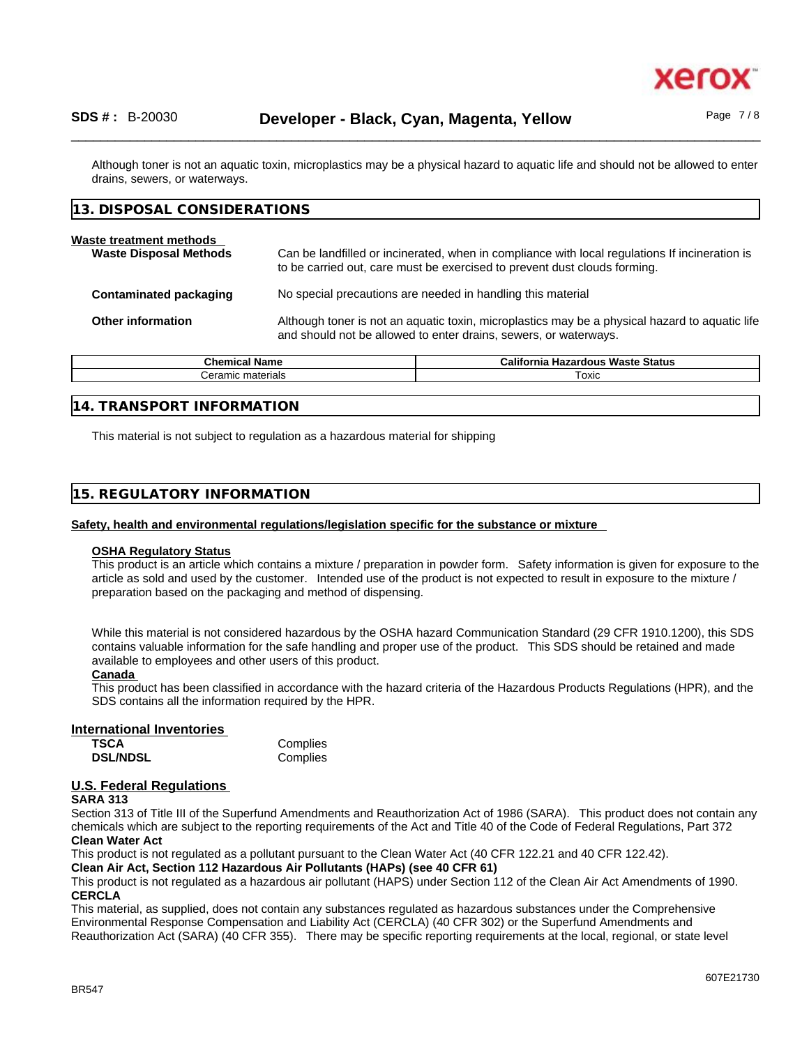Although toner is not an aquatic toxin, microplastics may be a physical hazard to aquatic life and should not be allowed to enter drains, sewers, or waterways.

## 13. DISPOSAL CONSIDERATIONS

**Waste treatment methods**

**Waste Disposal Methods** Can be landfilled or incinerated, when in compliance with local regulations If incineration is to be carried out, care must be exercised to prevent dust clouds forming.

**Contaminated packaging** No special precautions are needed in handling this material

**Other information** Although toner is not an aquatic toxin, microplastics may be a physical hazard to aquatic life and should not be allowed to enter drains, sewers, or waterways.

| Chemical Name | California Hazardous Waste Status |
|---|---|
| Ceramic materials | Toxic |

## 14. TRANSPORT INFORMATION

This material is not subject to regulation as a hazardous material for shipping

## 15. REGULATORY INFORMATION

**Safety, health and environmental regulations/legislation specific for the substance or mixture**

**OSHA Regulatory Status**

This product is an article which contains a mixture / preparation in powder form. Safety information is given for exposure to the article as sold and used by the customer. Intended use of the product is not expected to result in exposure to the mixture / preparation based on the packaging and method of dispensing.

While this material is not considered hazardous by the OSHA hazard Communication Standard (29 CFR 1910.1200), this SDS contains valuable information for the safe handling and proper use of the product. This SDS should be retained and made available to employees and other users of this product.

**Canada**

This product has been classified in accordance with the hazard criteria of the Hazardous Products Regulations (HPR), and the SDS contains all the information required by the HPR.

**International Inventories**

**TSCA** Complies
**DSL/NDSL** Complies

**U.S. Federal Regulations**

**SARA 313**

Section 313 of Title III of the Superfund Amendments and Reauthorization Act of 1986 (SARA). This product does not contain any chemicals which are subject to the reporting requirements of the Act and Title 40 of the Code of Federal Regulations, Part 372

**Clean Water Act**

This product is not regulated as a pollutant pursuant to the Clean Water Act (40 CFR 122.21 and 40 CFR 122.42).

**Clean Air Act, Section 112 Hazardous Air Pollutants (HAPs) (see 40 CFR 61)**

This product is not regulated as a hazardous air pollutant (HAPS) under Section 112 of the Clean Air Act Amendments of 1990.

**CERCLA**

This material, as supplied, does not contain any substances regulated as hazardous substances under the Comprehensive Environmental Response Compensation and Liability Act (CERCLA) (40 CFR 302) or the Superfund Amendments and Reauthorization Act (SARA) (40 CFR 355). There may be specific reporting requirements at the local, regional, or state level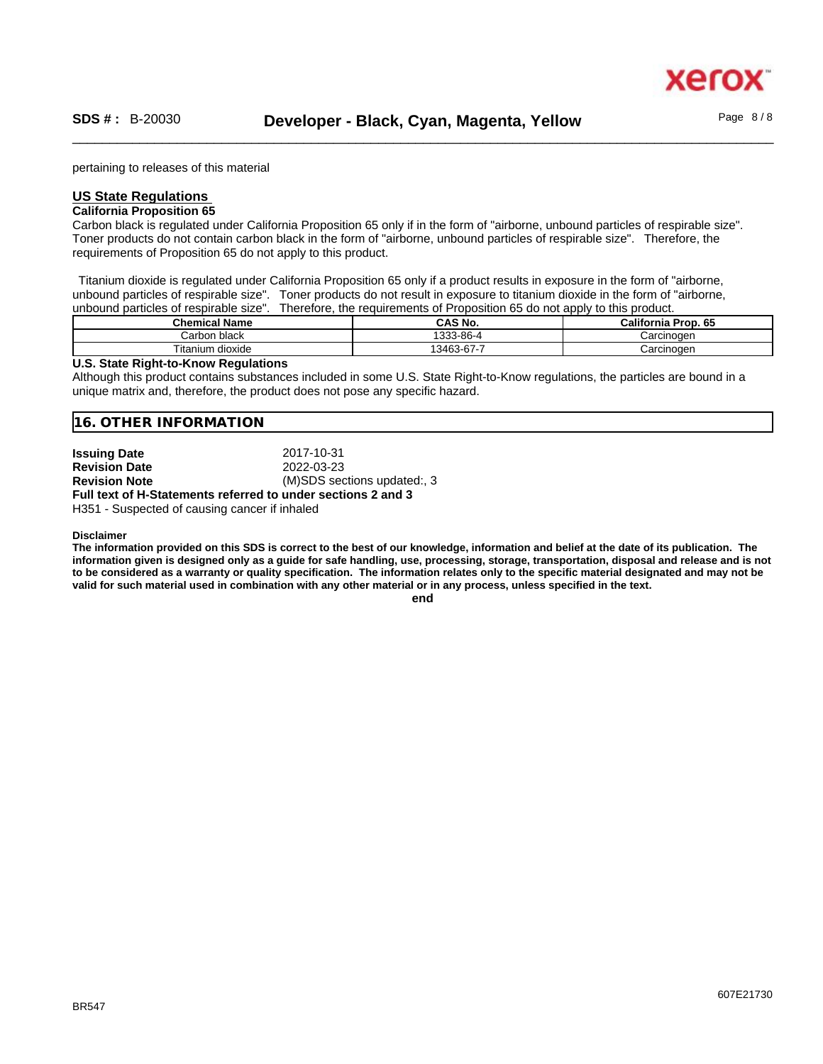pertaining to releases of this material

## US State Regulations

**California Proposition 65**

Carbon black is regulated under California Proposition 65 only if in the form of "airborne, unbound particles of respirable size". Toner products do not contain carbon black in the form of "airborne, unbound particles of respirable size". Therefore, the requirements of Proposition 65 do not apply to this product.

Titanium dioxide is regulated under California Proposition 65 only if a product results in exposure in the form of "airborne, unbound particles of respirable size". Toner products do not result in exposure to titanium dioxide in the form of "airborne, unbound particles of respirable size". Therefore, the requirements of Proposition 65 do not apply to this product.

| Chemical Name | CAS No. | California Prop. 65 |
|---|---|---|
| Carbon black | 1333-86-4 | Carcinogen |
| Titanium dioxide | 13463-67-7 | Carcinogen |

**U.S. State Right-to-Know Regulations**

Although this product contains substances included in some U.S. State Right-to-Know regulations, the particles are bound in a unique matrix and, therefore, the product does not pose any specific hazard.

## 16. OTHER INFORMATION

**Issuing Date** 2017-10-31
**Revision Date** 2022-03-23
**Revision Note** (M)SDS sections updated:, 3

**Full text of H-Statements referred to under sections 2 and 3**

H351 - Suspected of causing cancer if inhaled

**Disclaimer**

**The information provided on this SDS is correct to the best of our knowledge, information and belief at the date of its publication. The information given is designed only as a guide for safe handling, use, processing, storage, transportation, disposal and release and is not to be considered as a warranty or quality specification. The information relates only to the specific material designated and may not be valid for such material used in combination with any other material or in any process, unless specified in the text.**

**end**

BR547

607E21730